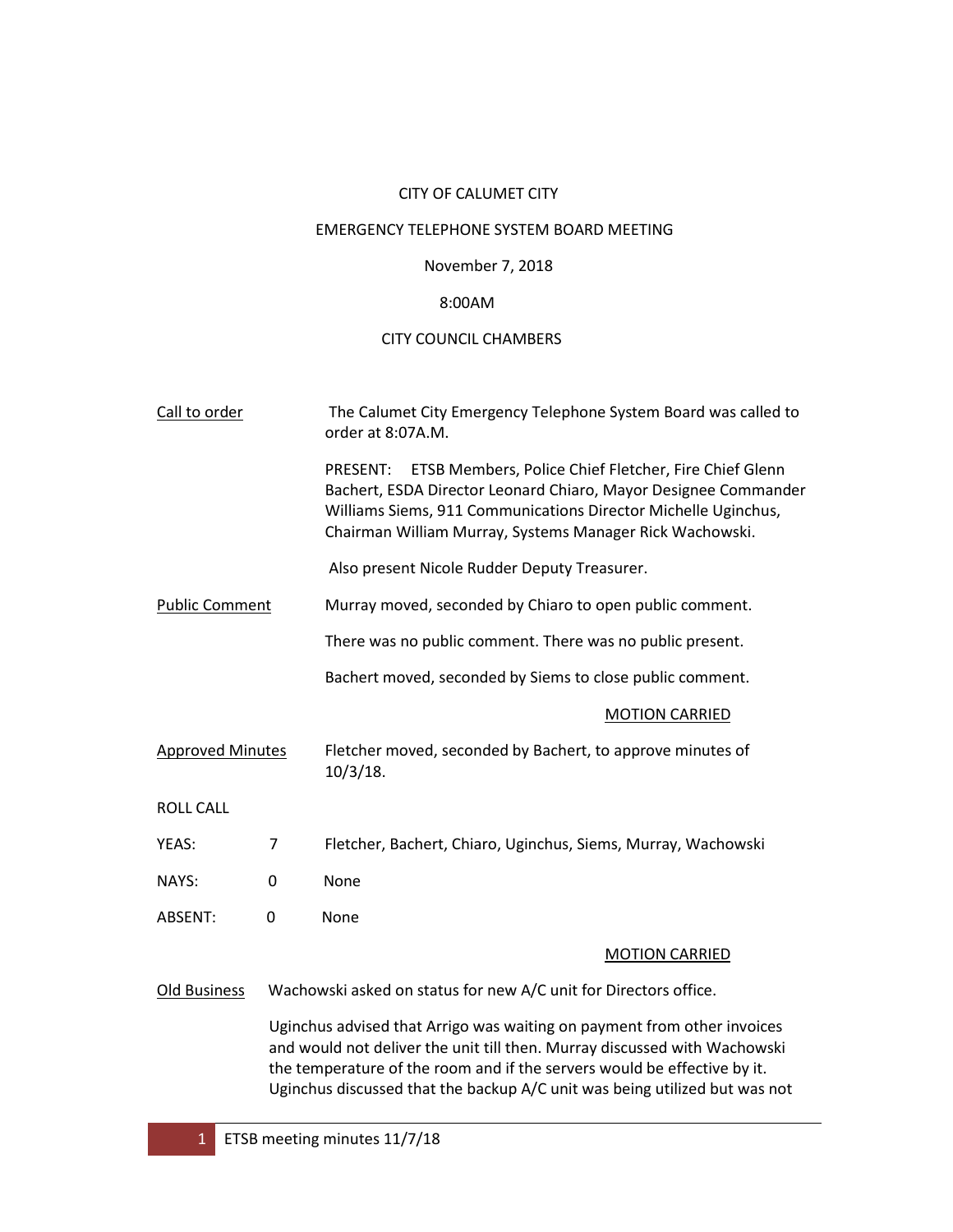CITY OF CALUMET CITY

EMERGENCY TELEPHONE SYSTEM BOARD MEETING

November 7, 2018

8:00AM

CITY COUNCIL CHAMBERS

Call to order

The Calumet City Emergency Telephone System Board was called to order at 8:07A.M.

PRESENT: ETSB Members, Police Chief Fletcher, Fire Chief Glenn Bachert, ESDA Director Leonard Chiaro, Mayor Designee Commander Williams Siems, 911 Communications Director Michelle Uginchus, Chairman William Murray, Systems Manager Rick Wachowski.

Also present Nicole Rudder Deputy Treasurer.

Public Comment

Murray moved, seconded by Chiaro to open public comment.

There was no public comment. There was no public present.

Bachert moved, seconded by Siems to close public comment.

MOTION CARRIED

Approved Minutes

Fletcher moved, seconded by Bachert, to approve minutes of 10/3/18.

ROLL CALL

| | | |
|---|---|---|
| YEAS: | 7 | Fletcher, Bachert, Chiaro, Uginchus, Siems, Murray, Wachowski |
| NAYS: | 0 | None |
| ABSENT: | 0 | None |

MOTION CARRIED

Old Business

Wachowski asked on status for new A/C unit for Directors office.

Uginchus advised that Arrigo was waiting on payment from other invoices and would not deliver the unit till then. Murray discussed with Wachowski the temperature of the room and if the servers would be effective by it. Uginchus discussed that the backup A/C unit was being utilized but was not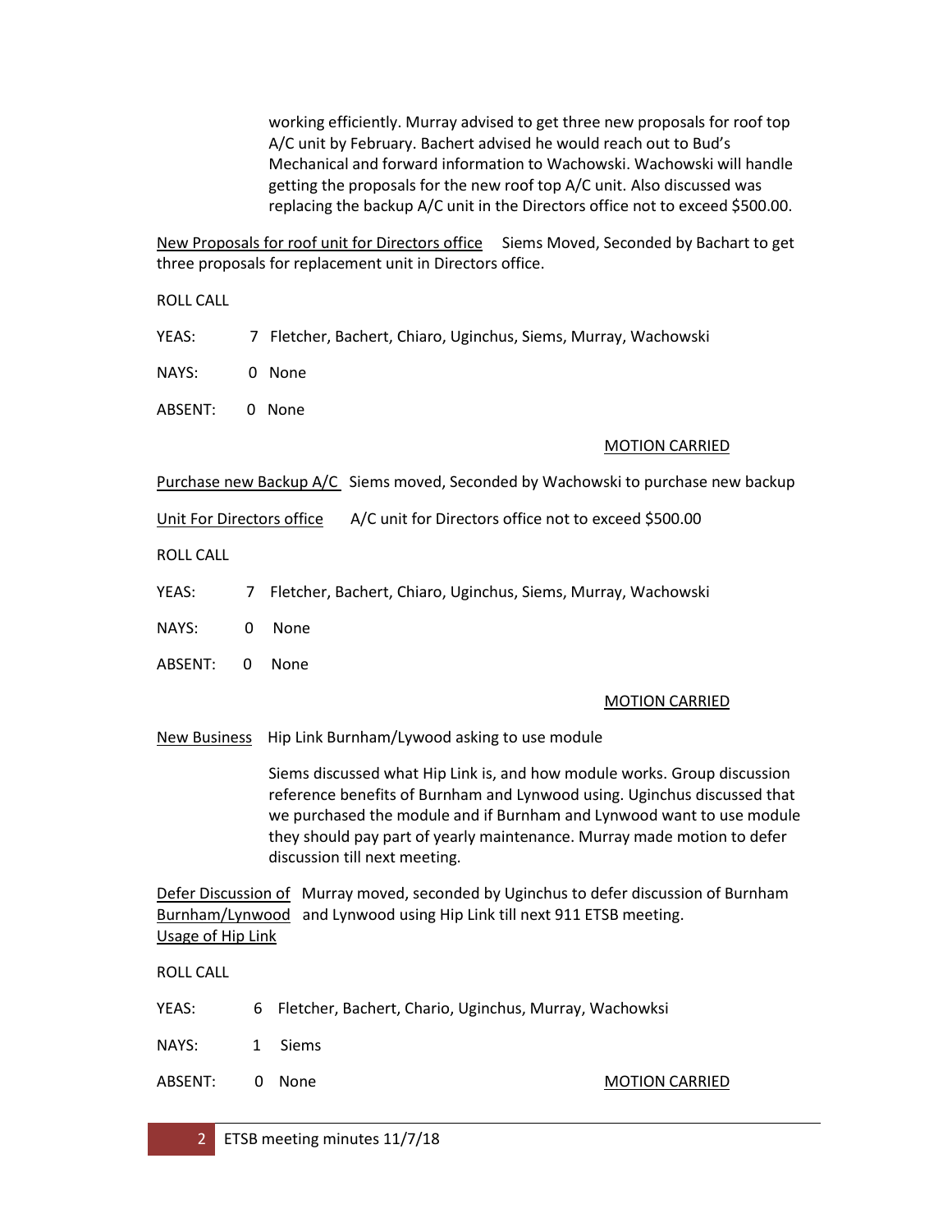working efficiently. Murray advised to get three new proposals for roof top A/C unit by February. Bachert advised he would reach out to Bud's Mechanical and forward information to Wachowski. Wachowski will handle getting the proposals for the new roof top A/C unit. Also discussed was replacing the backup A/C unit in the Directors office not to exceed $500.00.

<u>New Proposals for roof unit for Directors office</u> Siems Moved, Seconded by Bachart to get three proposals for replacement unit in Directors office.

ROLL CALL

YEAS: 7 Fletcher, Bachert, Chiaro, Uginchus, Siems, Murray, Wachowski

NAYS: 0 None

ABSENT: 0 None

<u>MOTION CARRIED</u>

<u>Purchase new Backup A/C Unit For Directors office</u> Siems moved, Seconded by Wachowski to purchase new backup A/C unit for Directors office not to exceed $500.00

ROLL CALL

YEAS: 7 Fletcher, Bachert, Chiaro, Uginchus, Siems, Murray, Wachowski

NAYS: 0 None

ABSENT: 0 None

<u>MOTION CARRIED</u>

<u>New Business</u> Hip Link Burnham/Lywood asking to use module

Siems discussed what Hip Link is, and how module works. Group discussion reference benefits of Burnham and Lynwood using. Uginchus discussed that we purchased the module and if Burnham and Lynwood want to use module they should pay part of yearly maintenance. Murray made motion to defer discussion till next meeting.

<u>Defer Discussion of Burnham/Lynwood Usage of Hip Link</u> Murray moved, seconded by Uginchus to defer discussion of Burnham and Lynwood using Hip Link till next 911 ETSB meeting.

ROLL CALL

YEAS: 6 Fletcher, Bachert, Chario, Uginchus, Murray, Wachowksi

NAYS: 1 Siems

ABSENT: 0 None

<u>MOTION CARRIED</u>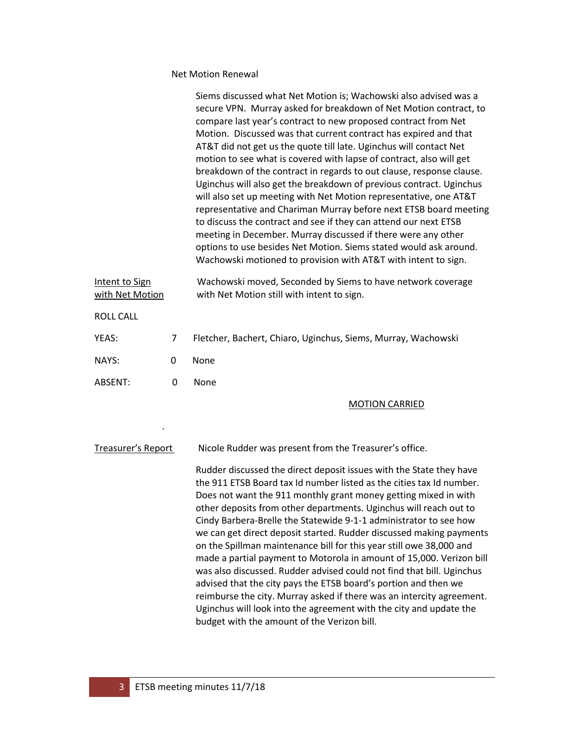Net Motion Renewal

Siems discussed what Net Motion is; Wachowski also advised was a secure VPN. Murray asked for breakdown of Net Motion contract, to compare last year's contract to new proposed contract from Net Motion. Discussed was that current contract has expired and that AT&T did not get us the quote till late. Uginchus will contact Net motion to see what is covered with lapse of contract, also will get breakdown of the contract in regards to out clause, response clause. Uginchus will also get the breakdown of previous contract. Uginchus will also set up meeting with Net Motion representative, one AT&T representative and Chariman Murray before next ETSB board meeting to discuss the contract and see if they can attend our next ETSB meeting in December. Murray discussed if there were any other options to use besides Net Motion. Siems stated would ask around. Wachowski motioned to provision with AT&T with intent to sign.

Intent to Sign with Net Motion

Wachowski moved, Seconded by Siems to have network coverage with Net Motion still with intent to sign.

ROLL CALL

| | | |
|---|---|---|
| YEAS: | 7 | Fletcher, Bachert, Chiaro, Uginchus, Siems, Murray, Wachowski |
| NAYS: | 0 | None |
| ABSENT: | 0 | None |

MOTION CARRIED

Treasurer's Report

Nicole Rudder was present from the Treasurer's office.

Rudder discussed the direct deposit issues with the State they have the 911 ETSB Board tax Id number listed as the cities tax Id number. Does not want the 911 monthly grant money getting mixed in with other deposits from other departments. Uginchus will reach out to Cindy Barbera-Brelle the Statewide 9-1-1 administrator to see how we can get direct deposit started. Rudder discussed making payments on the Spillman maintenance bill for this year still owe 38,000 and made a partial payment to Motorola in amount of 15,000. Verizon bill was also discussed. Rudder advised could not find that bill. Uginchus advised that the city pays the ETSB board's portion and then we reimburse the city. Murray asked if there was an intercity agreement. Uginchus will look into the agreement with the city and update the budget with the amount of the Verizon bill.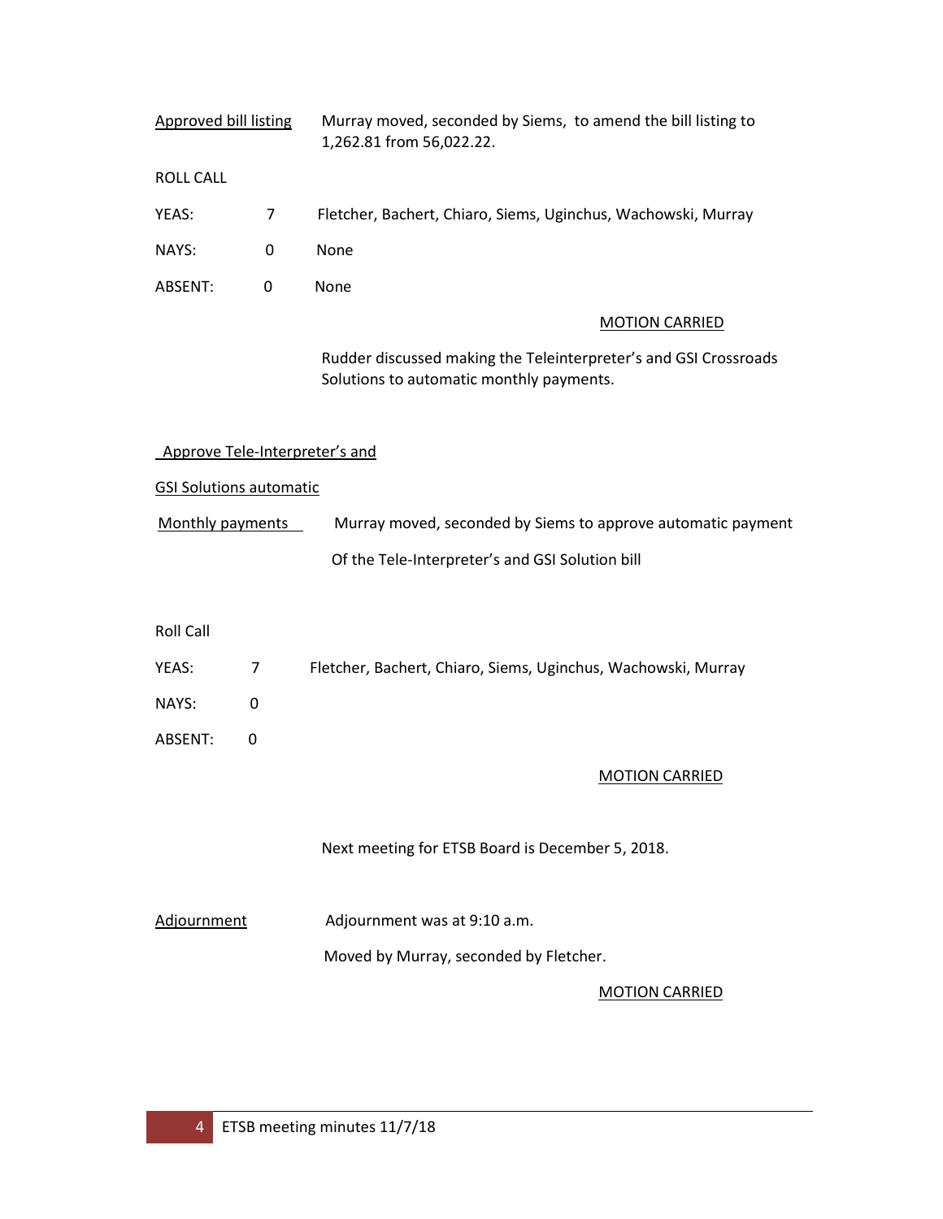Approved bill listing — Murray moved, seconded by Siems, to amend the bill listing to 1,262.81 from 56,022.22.

ROLL CALL

| | | |
|---|---|---|
| YEAS: | 7 | Fletcher, Bachert, Chiaro, Siems, Uginchus, Wachowski, Murray |
| NAYS: | 0 | None |
| ABSENT: | 0 | None |

MOTION CARRIED

Rudder discussed making the Teleinterpreter's and GSI Crossroads Solutions to automatic monthly payments.

Approve Tele-Interpreter's and GSI Solutions automatic Monthly payments — Murray moved, seconded by Siems to approve automatic payment Of the Tele-Interpreter's and GSI Solution bill

Roll Call

| | | |
|---|---|---|
| YEAS: | 7 | Fletcher, Bachert, Chiaro, Siems, Uginchus, Wachowski, Murray |
| NAYS: | 0 | |
| ABSENT: | 0 | |

MOTION CARRIED

Next meeting for ETSB Board is December 5, 2018.

Adjournment — Adjournment was at 9:10 a.m.

Moved by Murray, seconded by Fletcher.

MOTION CARRIED